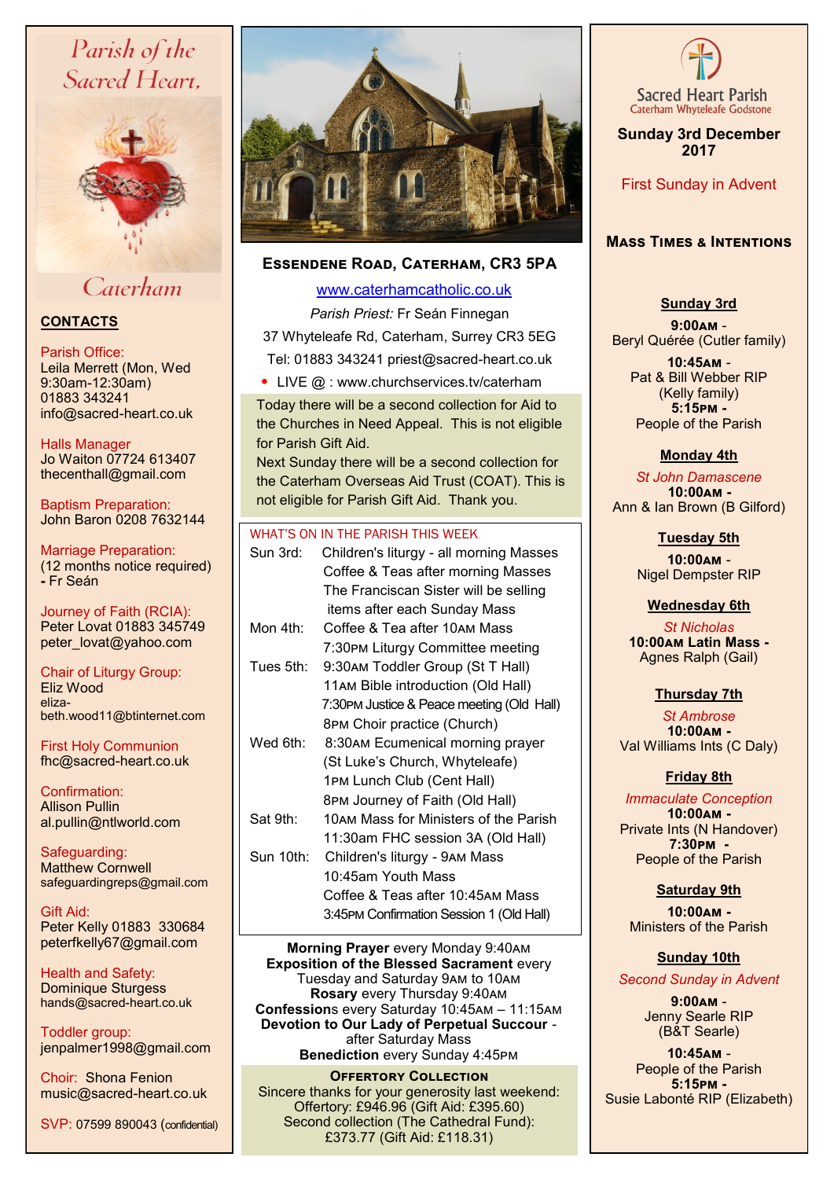# Parish of the Sacred Heart, Caterham

## CONTACTS

Parish Office:
Leila Merrett (Mon, Wed 9:30am-12:30am)
01883 343241
info@sacred-heart.co.uk

Halls Manager
Jo Waiton 07724 613407
thecenthall@gmail.com

Baptism Preparation:
John Baron 0208 7632144

Marriage Preparation:
(12 months notice required)
- Fr Seán

Journey of Faith (RCIA):
Peter Lovat 01883 345749
peter_lovat@yahoo.com

Chair of Liturgy Group:
Eliz Wood
eliza-beth.wood11@btinternet.com

First Holy Communion
fhc@sacred-heart.co.uk

Confirmation:
Allison Pullin
al.pullin@ntlworld.com

Safeguarding:
Matthew Cornwell
safeguardingreps@gmail.com

Gift Aid:
Peter Kelly 01883 330684
peterfkelly67@gmail.com

Health and Safety:
Dominique Sturgess
hands@sacred-heart.co.uk

Toddler group:
jenpalmer1998@gmail.com

Choir: Shona Fenion
music@sacred-heart.co.uk

SVP: 07599 890043 (confidential)

## ESSENDENE ROAD, CATERHAM, CR3 5PA

www.caterhamcatholic.co.uk

*Parish Priest:* Fr Seán Finnegan
37 Whyteleafe Rd, Caterham, Surrey CR3 5EG
Tel: 01883 343241 priest@sacred-heart.co.uk

- LIVE @ : www.churchservices.tv/caterham

Today there will be a second collection for Aid to the Churches in Need Appeal. This is not eligible for Parish Gift Aid.
Next Sunday there will be a second collection for the Caterham Overseas Aid Trust (COAT). This is not eligible for Parish Gift Aid. Thank you.

### WHAT'S ON IN THE PARISH THIS WEEK

| | |
|---|---|
| Sun 3rd: | Children's liturgy - all morning Masses<br>Coffee & Teas after morning Masses<br>The Franciscan Sister will be selling items after each Sunday Mass |
| Mon 4th: | Coffee & Tea after 10AM Mass<br>7:30PM Liturgy Committee meeting |
| Tues 5th: | 9:30AM Toddler Group (St T Hall)<br>11AM Bible introduction (Old Hall)<br>7:30PM Justice & Peace meeting (Old Hall)<br>8PM Choir practice (Church) |
| Wed 6th: | 8:30AM Ecumenical morning prayer (St Luke's Church, Whyteleafe)<br>1PM Lunch Club (Cent Hall)<br>8PM Journey of Faith (Old Hall) |
| Sat 9th: | 10AM Mass for Ministers of the Parish<br>11:30am FHC session 3A (Old Hall) |
| Sun 10th: | Children's liturgy - 9AM Mass<br>10:45am Youth Mass<br>Coffee & Teas after 10:45AM Mass<br>3:45PM Confirmation Session 1 (Old Hall) |

**Morning Prayer** every Monday 9:40AM
**Exposition of the Blessed Sacrament** every Tuesday and Saturday 9AM to 10AM
**Rosary** every Thursday 9:40AM
**Confessions** every Saturday 10:45AM – 11:15AM
**Devotion to Our Lady of Perpetual Succour** - after Saturday Mass
**Benediction** every Sunday 4:45PM

### OFFERTORY COLLECTION

Sincere thanks for your generosity last weekend:
Offertory: £946.96 (Gift Aid: £395.60)
Second collection (The Cathedral Fund): £373.77 (Gift Aid: £118.31)

Sacred Heart Parish
Caterham Whyteleafe Godstone

**Sunday 3rd December 2017**

First Sunday in Advent

### MASS TIMES & INTENTIONS

**Sunday 3rd**
**9:00AM** - Beryl Quérée (Cutler family)
**10:45AM** - Pat & Bill Webber RIP (Kelly family)
**5:15PM** - People of the Parish

**Monday 4th**
*St John Damascene*
**10:00AM** - Ann & Ian Brown (B Gilford)

**Tuesday 5th**
**10:00AM** - Nigel Dempster RIP

**Wednesday 6th**
*St Nicholas*
**10:00AM Latin Mass** - Agnes Ralph (Gail)

**Thursday 7th**
*St Ambrose*
**10:00AM** - Val Williams Ints (C Daly)

**Friday 8th**
*Immaculate Conception*
**10:00AM** - Private Ints (N Handover)
**7:30PM** - People of the Parish

**Saturday 9th**
**10:00AM** - Ministers of the Parish

**Sunday 10th**
*Second Sunday in Advent*
**9:00AM** - Jenny Searle RIP (B&T Searle)
**10:45AM** - People of the Parish
**5:15PM** - Susie Labonté RIP (Elizabeth)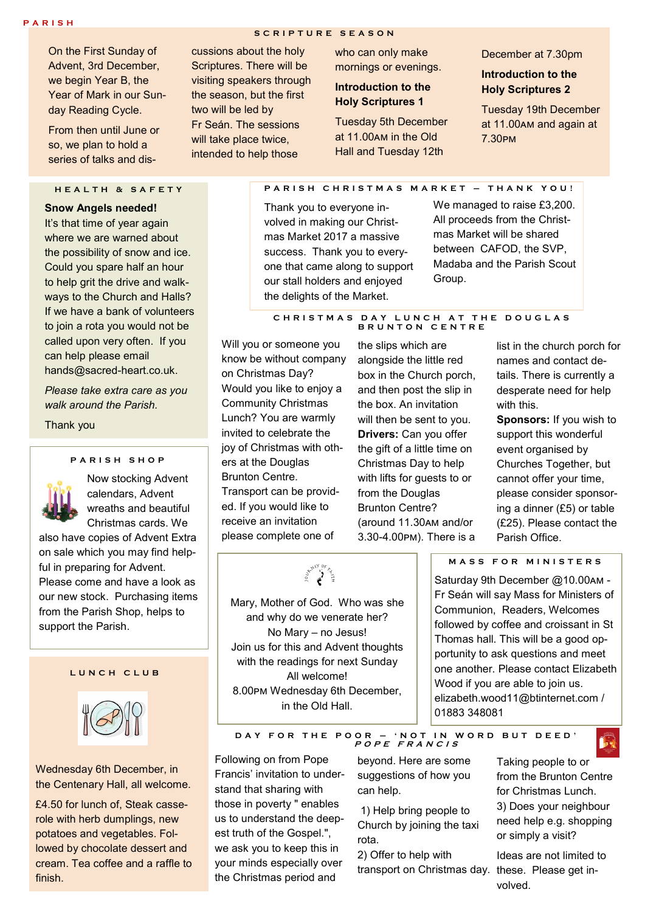PARISH

## SCRIPTURE SEASON

On the First Sunday of Advent, 3rd December, we begin Year B, the Year of Mark in our Sunday Reading Cycle.

From then until June or so, we plan to hold a series of talks and discussions about the holy Scriptures. There will be visiting speakers through the season, but the first two will be led by Fr Seán. The sessions will take place twice, intended to help those who can only make mornings or evenings.

**Introduction to the Holy Scriptures 1**

Tuesday 5th December at 11.00AM in the Old Hall and Tuesday 12th December at 7.30pm

**Introduction to the Holy Scriptures 2**

Tuesday 19th December at 11.00AM and again at 7.30PM

## HEALTH & SAFETY

**Snow Angels needed!**

It's that time of year again where we are warned about the possibility of snow and ice. Could you spare half an hour to help grit the drive and walkways to the Church and Halls? If we have a bank of volunteers to join a rota you would not be called upon very often. If you can help please email hands@sacred-heart.co.uk.

*Please take extra care as you walk around the Parish.*

Thank you

## PARISH CHRISTMAS MARKET – THANK YOU!

Thank you to everyone involved in making our Christmas Market 2017 a massive success. Thank you to everyone that came along to support our stall holders and enjoyed the delights of the Market.

We managed to raise £3,200. All proceeds from the Christmas Market will be shared between CAFOD, the SVP, Madaba and the Parish Scout Group.

## CHRISTMAS DAY LUNCH AT THE DOUGLAS BRUNTON CENTRE

Will you or someone you know be without company on Christmas Day? Would you like to enjoy a Community Christmas Lunch? You are warmly invited to celebrate the joy of Christmas with others at the Douglas Brunton Centre. Transport can be provided. If you would like to receive an invitation please complete one of the slips which are alongside the little red box in the Church porch, and then post the slip in the box. An invitation will then be sent to you.

**Drivers:** Can you offer the gift of a little time on Christmas Day to help with lifts for guests to or from the Douglas Brunton Centre? (around 11.30AM and/or 3.30-4.00PM). There is a list in the church porch for names and contact details. There is currently a desperate need for help with this.

**Sponsors:** If you wish to support this wonderful event organised by Churches Together, but cannot offer your time, please consider sponsoring a dinner (£5) or table (£25). Please contact the Parish Office.

## PARISH SHOP

Now stocking Advent calendars, Advent wreaths and beautiful Christmas cards. We also have copies of Advent Extra on sale which you may find helpful in preparing for Advent. Please come and have a look as our new stock. Purchasing items from the Parish Shop, helps to support the Parish.

JOURNEY OF FAITH

Mary, Mother of God. Who was she and why do we venerate her?
No Mary – no Jesus!
Join us for this and Advent thoughts with the readings for next Sunday
All welcome!
8.00PM Wednesday 6th December, in the Old Hall.

## MASS FOR MINISTERS

Saturday 9th December @10.00AM - Fr Seán will say Mass for Ministers of Communion, Readers, Welcomes followed by coffee and croissant in St Thomas hall. This will be a good opportunity to ask questions and meet one another. Please contact Elizabeth Wood if you are able to join us. elizabeth.wood11@btinternet.com / 01883 348081

## LUNCH CLUB

Wednesday 6th December, in the Centenary Hall, all welcome.

£4.50 for lunch of, Steak casserole with herb dumplings, new potatoes and vegetables. Followed by chocolate dessert and cream. Tea coffee and a raffle to finish.

## DAY FOR THE POOR – 'NOT IN WORD BUT DEED' *POPE FRANCIS*

Following on from Pope Francis' invitation to understand that sharing with those in poverty " enables us to understand the deepest truth of the Gospel.", we ask you to keep this in your minds especially over the Christmas period and beyond. Here are some suggestions of how you can help.

1) Help bring people to Church by joining the taxi rota.
2) Offer to help with transport on Christmas day. Taking people to or from the Brunton Centre for Christmas Lunch.
3) Does your neighbour need help e.g. shopping or simply a visit?

Ideas are not limited to these. Please get involved.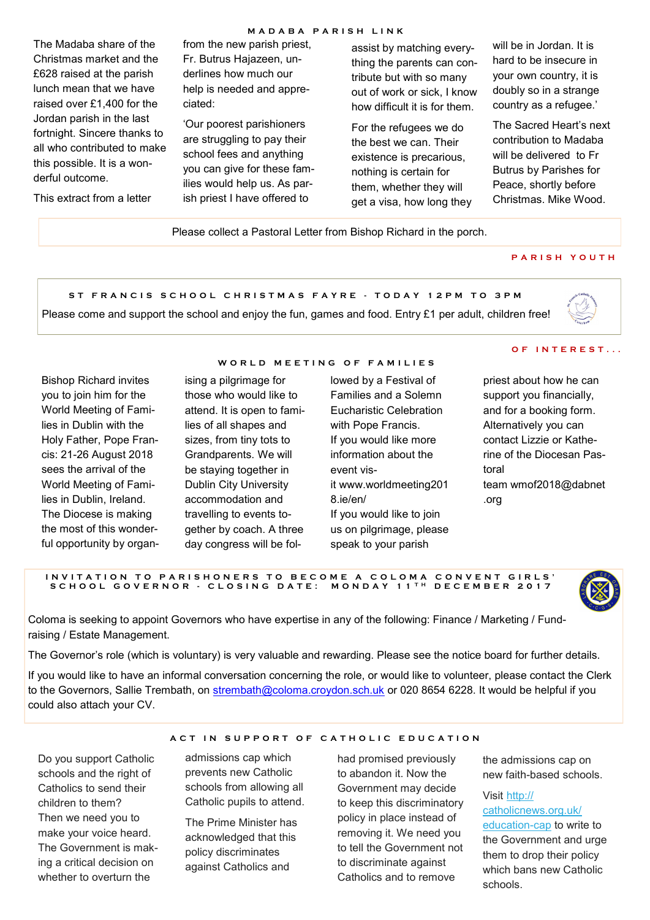## MADABA PARISH LINK

The Madaba share of the Christmas market and the £628 raised at the parish lunch mean that we have raised over £1,400 for the Jordan parish in the last fortnight. Sincere thanks to all who contributed to make this possible. It is a wonderful outcome.

This extract from a letter from the new parish priest, Fr. Butrus Hajazeen, underlines how much our help is needed and appreciated:

'Our poorest parishioners are struggling to pay their school fees and anything you can give for these families would help us. As parish priest I have offered to assist by matching everything the parents can contribute but with so many out of work or sick, I know how difficult it is for them.

For the refugees we do the best we can. Their existence is precarious, nothing is certain for them, whether they will get a visa, how long they will be in Jordan. It is hard to be insecure in your own country, it is doubly so in a strange country as a refugee.'

The Sacred Heart's next contribution to Madaba will be delivered to Fr Butrus by Parishes for Peace, shortly before Christmas. Mike Wood.

Please collect a Pastoral Letter from Bishop Richard in the porch.

## PARISH YOUTH

### ST FRANCIS SCHOOL CHRISTMAS FAYRE - TODAY 12PM TO 3PM

Please come and support the school and enjoy the fun, games and food. Entry £1 per adult, children free!

## OF INTEREST...

### WORLD MEETING OF FAMILIES

Bishop Richard invites you to join him for the World Meeting of Families in Dublin with the Holy Father, Pope Francis: 21-26 August 2018 sees the arrival of the World Meeting of Families in Dublin, Ireland. The Diocese is making the most of this wonderful opportunity by organising a pilgrimage for those who would like to attend. It is open to families of all shapes and sizes, from tiny tots to Grandparents. We will be staying together in Dublin City University accommodation and travelling to events together by coach. A three day congress will be followed by a Festival of Families and a Solemn Eucharistic Celebration with Pope Francis.

If you would like more information about the event visit www.worldmeeting2018.ie/en/

If you would like to join us on pilgrimage, please speak to your parish priest about how he can support you financially, and for a booking form. Alternatively you can contact Lizzie or Katherine of the Diocesan Pastoral team wmof2018@dabnet.org

### INVITATION TO PARISHONERS TO BECOME A COLOMA CONVENT GIRLS' SCHOOL GOVERNOR - CLOSING DATE: MONDAY 11TH DECEMBER 2017

Coloma is seeking to appoint Governors who have expertise in any of the following: Finance / Marketing / Fundraising / Estate Management.

The Governor's role (which is voluntary) is very valuable and rewarding. Please see the notice board for further details.

If you would like to have an informal conversation concerning the role, or would like to volunteer, please contact the Clerk to the Governors, Sallie Trembath, on strembath@coloma.croydon.sch.uk or 020 8654 6228. It would be helpful if you could also attach your CV.

### ACT IN SUPPORT OF CATHOLIC EDUCATION

Do you support Catholic schools and the right of Catholics to send their children to them?

Then we need you to make your voice heard. The Government is making a critical decision on whether to overturn the admissions cap which prevents new Catholic schools from allowing all Catholic pupils to attend.

The Prime Minister has acknowledged that this policy discriminates against Catholics and had promised previously to abandon it. Now the Government may decide to keep this discriminatory policy in place instead of removing it. We need you to tell the Government not to discriminate against Catholics and to remove the admissions cap on new faith-based schools.

Visit http://catholicnews.org.uk/education-cap to write to the Government and urge them to drop their policy which bans new Catholic schools.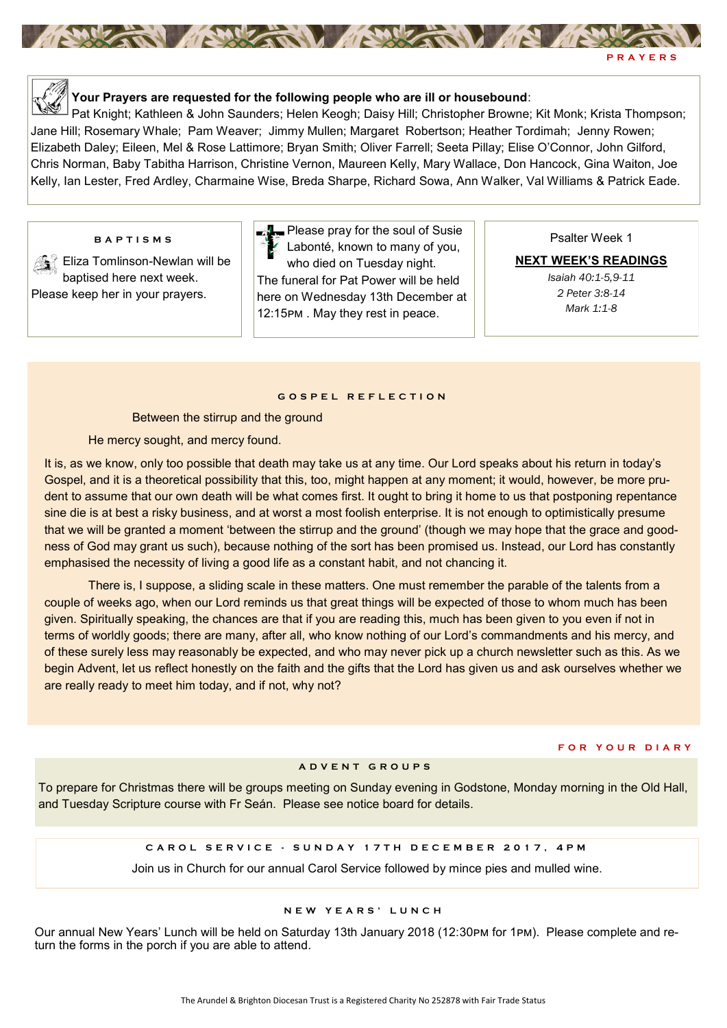## PRAYERS

**Your Prayers are requested for the following people who are ill or housebound**: Pat Knight; Kathleen & John Saunders; Helen Keogh; Daisy Hill; Christopher Browne; Kit Monk; Krista Thompson; Jane Hill; Rosemary Whale; Pam Weaver; Jimmy Mullen; Margaret Robertson; Heather Tordimah; Jenny Rowen; Elizabeth Daley; Eileen, Mel & Rose Lattimore; Bryan Smith; Oliver Farrell; Seeta Pillay; Elise O'Connor, John Gilford, Chris Norman, Baby Tabitha Harrison, Christine Vernon, Maureen Kelly, Mary Wallace, Don Hancock, Gina Waiton, Joe Kelly, Ian Lester, Fred Ardley, Charmaine Wise, Breda Sharpe, Richard Sowa, Ann Walker, Val Williams & Patrick Eade.

### BAPTISMS

Eliza Tomlinson-Newlan will be baptised here next week. Please keep her in your prayers.

Please pray for the soul of Susie Labonté, known to many of you, who died on Tuesday night. The funeral for Pat Power will be held here on Wednesday 13th December at 12:15PM . May they rest in peace.

Psalter Week 1

**NEXT WEEK'S READINGS**

*Isaiah 40:1-5,9-11*
*2 Peter 3:8-14*
*Mark 1:1-8*

### GOSPEL REFLECTION

Between the stirrup and the ground
He mercy sought, and mercy found.

It is, as we know, only too possible that death may take us at any time. Our Lord speaks about his return in today's Gospel, and it is a theoretical possibility that this, too, might happen at any moment; it would, however, be more prudent to assume that our own death will be what comes first. It ought to bring it home to us that postponing repentance sine die is at best a risky business, and at worst a most foolish enterprise. It is not enough to optimistically presume that we will be granted a moment 'between the stirrup and the ground' (though we may hope that the grace and goodness of God may grant us such), because nothing of the sort has been promised us. Instead, our Lord has constantly emphasised the necessity of living a good life as a constant habit, and not chancing it.

There is, I suppose, a sliding scale in these matters. One must remember the parable of the talents from a couple of weeks ago, when our Lord reminds us that great things will be expected of those to whom much has been given. Spiritually speaking, the chances are that if you are reading this, much has been given to you even if not in terms of worldly goods; there are many, after all, who know nothing of our Lord's commandments and his mercy, and of these surely less may reasonably be expected, and who may never pick up a church newsletter such as this. As we begin Advent, let us reflect honestly on the faith and the gifts that the Lord has given us and ask ourselves whether we are really ready to meet him today, and if not, why not?

## FOR YOUR DIARY

### ADVENT GROUPS

To prepare for Christmas there will be groups meeting on Sunday evening in Godstone, Monday morning in the Old Hall, and Tuesday Scripture course with Fr Seán. Please see notice board for details.

### CAROL SERVICE - SUNDAY 17TH DECEMBER 2017, 4PM

Join us in Church for our annual Carol Service followed by mince pies and mulled wine.

### NEW YEARS' LUNCH

Our annual New Years' Lunch will be held on Saturday 13th January 2018 (12:30PM for 1PM). Please complete and return the forms in the porch if you are able to attend.

The Arundel & Brighton Diocesan Trust is a Registered Charity No 252878 with Fair Trade Status